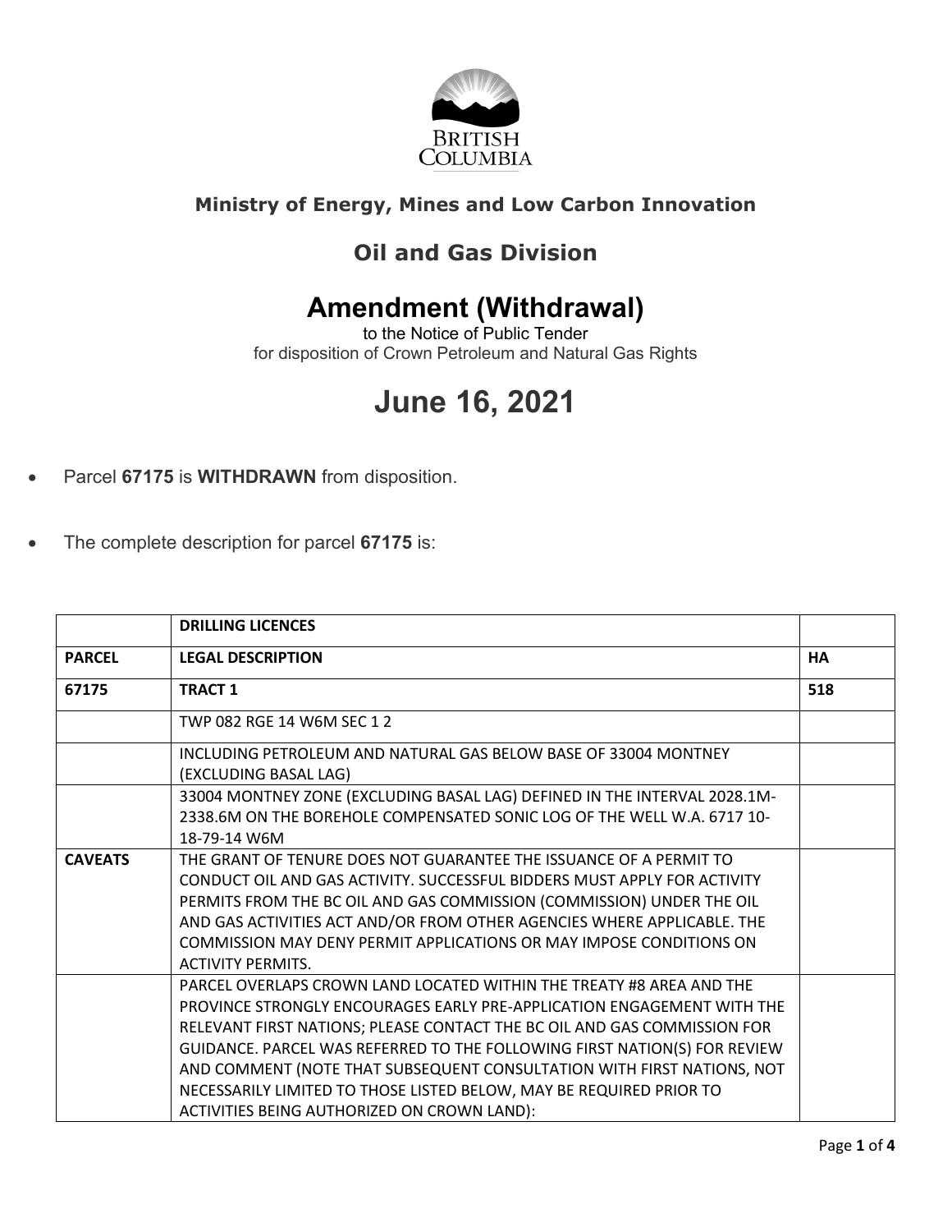BRITISH COLUMBIA

**Ministry of Energy, Mines and Low Carbon Innovation**

## Oil and Gas Division

# Amendment (Withdrawal)

to the Notice of Public Tender

for disposition of Crown Petroleum and Natural Gas Rights

# June 16, 2021

- Parcel **67175** is **WITHDRAWN** from disposition.

- The complete description for parcel **67175** is:

| | | |
|---|---|---|
| | **DRILLING LICENCES** | |
| **PARCEL** | **LEGAL DESCRIPTION** | **HA** |
| **67175** | **TRACT 1** | **518** |
| | TWP 082 RGE 14 W6M SEC 1 2 | |
| | INCLUDING PETROLEUM AND NATURAL GAS BELOW BASE OF 33004 MONTNEY (EXCLUDING BASAL LAG) | |
| | 33004 MONTNEY ZONE (EXCLUDING BASAL LAG) DEFINED IN THE INTERVAL 2028.1M-2338.6M ON THE BOREHOLE COMPENSATED SONIC LOG OF THE WELL W.A. 6717 10-18-79-14 W6M | |
| **CAVEATS** | THE GRANT OF TENURE DOES NOT GUARANTEE THE ISSUANCE OF A PERMIT TO CONDUCT OIL AND GAS ACTIVITY. SUCCESSFUL BIDDERS MUST APPLY FOR ACTIVITY PERMITS FROM THE BC OIL AND GAS COMMISSION (COMMISSION) UNDER THE OIL AND GAS ACTIVITIES ACT AND/OR FROM OTHER AGENCIES WHERE APPLICABLE. THE COMMISSION MAY DENY PERMIT APPLICATIONS OR MAY IMPOSE CONDITIONS ON ACTIVITY PERMITS. | |
| | PARCEL OVERLAPS CROWN LAND LOCATED WITHIN THE TREATY #8 AREA AND THE PROVINCE STRONGLY ENCOURAGES EARLY PRE-APPLICATION ENGAGEMENT WITH THE RELEVANT FIRST NATIONS; PLEASE CONTACT THE BC OIL AND GAS COMMISSION FOR GUIDANCE. PARCEL WAS REFERRED TO THE FOLLOWING FIRST NATION(S) FOR REVIEW AND COMMENT (NOTE THAT SUBSEQUENT CONSULTATION WITH FIRST NATIONS, NOT NECESSARILY LIMITED TO THOSE LISTED BELOW, MAY BE REQUIRED PRIOR TO ACTIVITIES BEING AUTHORIZED ON CROWN LAND): | |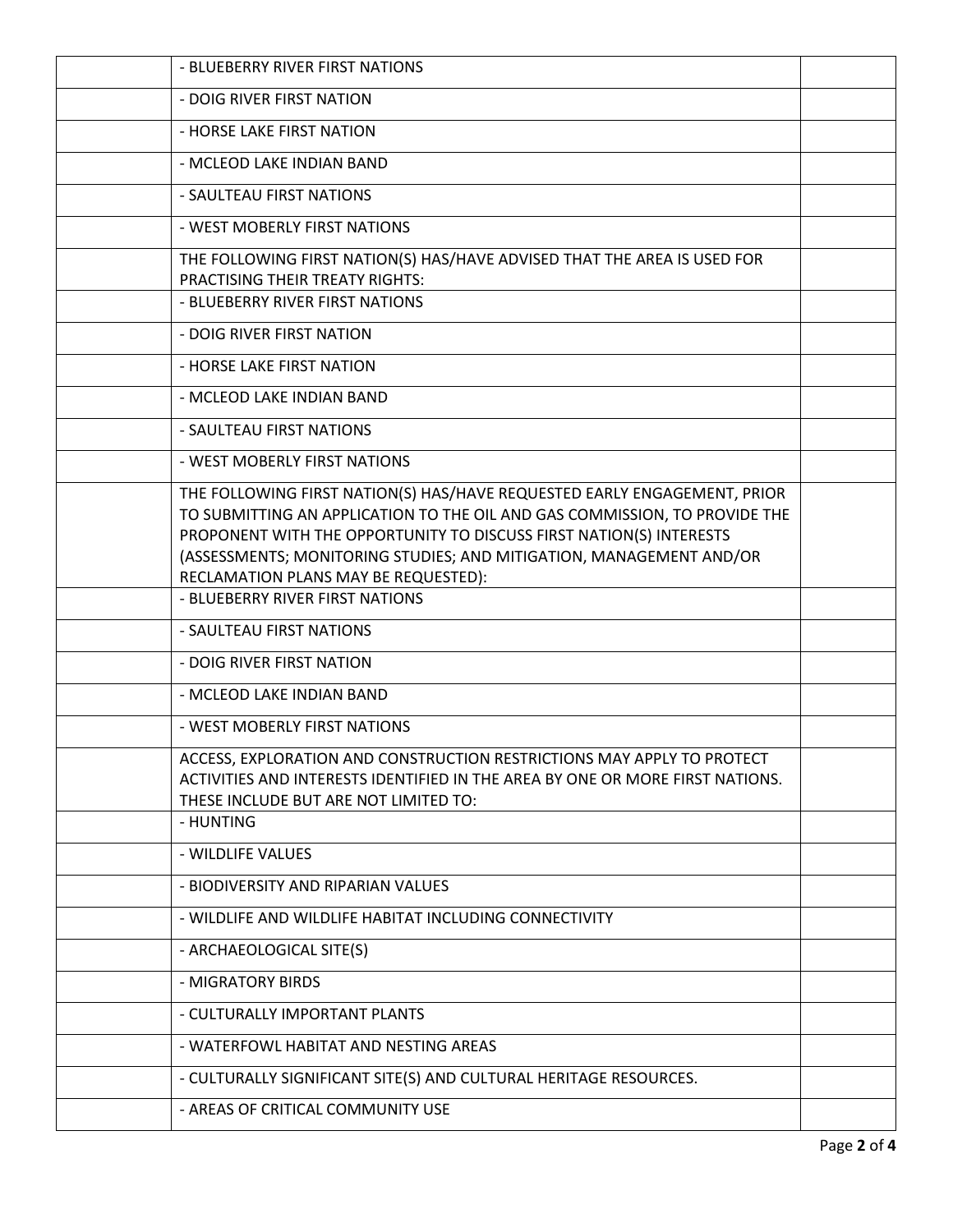| | | |
|---|---|---|
| | - BLUEBERRY RIVER FIRST NATIONS | |
| | - DOIG RIVER FIRST NATION | |
| | - HORSE LAKE FIRST NATION | |
| | - MCLEOD LAKE INDIAN BAND | |
| | - SAULTEAU FIRST NATIONS | |
| | - WEST MOBERLY FIRST NATIONS | |
| | THE FOLLOWING FIRST NATION(S) HAS/HAVE ADVISED THAT THE AREA IS USED FOR PRACTISING THEIR TREATY RIGHTS: | |
| | - BLUEBERRY RIVER FIRST NATIONS | |
| | - DOIG RIVER FIRST NATION | |
| | - HORSE LAKE FIRST NATION | |
| | - MCLEOD LAKE INDIAN BAND | |
| | - SAULTEAU FIRST NATIONS | |
| | - WEST MOBERLY FIRST NATIONS | |
| | THE FOLLOWING FIRST NATION(S) HAS/HAVE REQUESTED EARLY ENGAGEMENT, PRIOR TO SUBMITTING AN APPLICATION TO THE OIL AND GAS COMMISSION, TO PROVIDE THE PROPONENT WITH THE OPPORTUNITY TO DISCUSS FIRST NATION(S) INTERESTS (ASSESSMENTS; MONITORING STUDIES; AND MITIGATION, MANAGEMENT AND/OR RECLAMATION PLANS MAY BE REQUESTED): | |
| | - BLUEBERRY RIVER FIRST NATIONS | |
| | - SAULTEAU FIRST NATIONS | |
| | - DOIG RIVER FIRST NATION | |
| | - MCLEOD LAKE INDIAN BAND | |
| | - WEST MOBERLY FIRST NATIONS | |
| | ACCESS, EXPLORATION AND CONSTRUCTION RESTRICTIONS MAY APPLY TO PROTECT ACTIVITIES AND INTERESTS IDENTIFIED IN THE AREA BY ONE OR MORE FIRST NATIONS. THESE INCLUDE BUT ARE NOT LIMITED TO: | |
| | - HUNTING | |
| | - WILDLIFE VALUES | |
| | - BIODIVERSITY AND RIPARIAN VALUES | |
| | - WILDLIFE AND WILDLIFE HABITAT INCLUDING CONNECTIVITY | |
| | - ARCHAEOLOGICAL SITE(S) | |
| | - MIGRATORY BIRDS | |
| | - CULTURALLY IMPORTANT PLANTS | |
| | - WATERFOWL HABITAT AND NESTING AREAS | |
| | - CULTURALLY SIGNIFICANT SITE(S) AND CULTURAL HERITAGE RESOURCES. | |
| | - AREAS OF CRITICAL COMMUNITY USE | |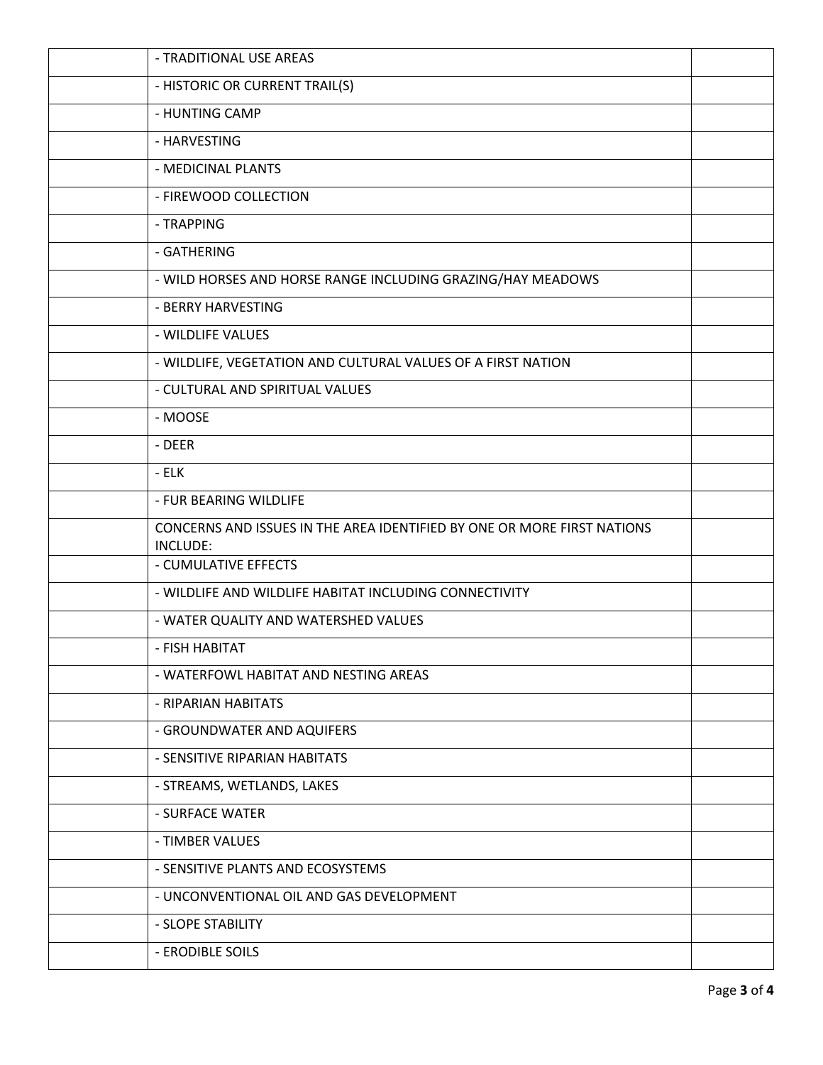| | | |
|---|---|---|
| | - TRADITIONAL USE AREAS | |
| | - HISTORIC OR CURRENT TRAIL(S) | |
| | - HUNTING CAMP | |
| | - HARVESTING | |
| | - MEDICINAL PLANTS | |
| | - FIREWOOD COLLECTION | |
| | - TRAPPING | |
| | - GATHERING | |
| | - WILD HORSES AND HORSE RANGE INCLUDING GRAZING/HAY MEADOWS | |
| | - BERRY HARVESTING | |
| | - WILDLIFE VALUES | |
| | - WILDLIFE, VEGETATION AND CULTURAL VALUES OF A FIRST NATION | |
| | - CULTURAL AND SPIRITUAL VALUES | |
| | - MOOSE | |
| | - DEER | |
| | - ELK | |
| | - FUR BEARING WILDLIFE | |
| | CONCERNS AND ISSUES IN THE AREA IDENTIFIED BY ONE OR MORE FIRST NATIONS INCLUDE: | |
| | - CUMULATIVE EFFECTS | |
| | - WILDLIFE AND WILDLIFE HABITAT INCLUDING CONNECTIVITY | |
| | - WATER QUALITY AND WATERSHED VALUES | |
| | - FISH HABITAT | |
| | - WATERFOWL HABITAT AND NESTING AREAS | |
| | - RIPARIAN HABITATS | |
| | - GROUNDWATER AND AQUIFERS | |
| | - SENSITIVE RIPARIAN HABITATS | |
| | - STREAMS, WETLANDS, LAKES | |
| | - SURFACE WATER | |
| | - TIMBER VALUES | |
| | - SENSITIVE PLANTS AND ECOSYSTEMS | |
| | - UNCONVENTIONAL OIL AND GAS DEVELOPMENT | |
| | - SLOPE STABILITY | |
| | - ERODIBLE SOILS | |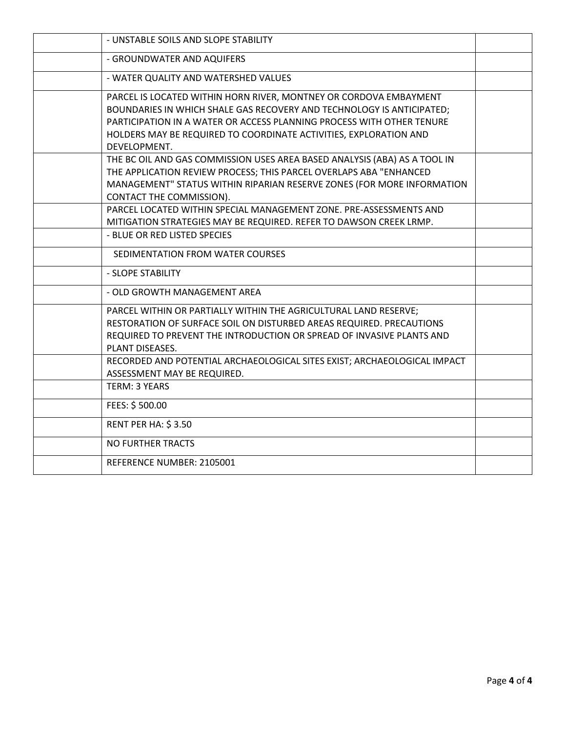| | | |
|---|---|---|
| | - UNSTABLE SOILS AND SLOPE STABILITY | |
| | - GROUNDWATER AND AQUIFERS | |
| | - WATER QUALITY AND WATERSHED VALUES | |
| | PARCEL IS LOCATED WITHIN HORN RIVER, MONTNEY OR CORDOVA EMBAYMENT BOUNDARIES IN WHICH SHALE GAS RECOVERY AND TECHNOLOGY IS ANTICIPATED; PARTICIPATION IN A WATER OR ACCESS PLANNING PROCESS WITH OTHER TENURE HOLDERS MAY BE REQUIRED TO COORDINATE ACTIVITIES, EXPLORATION AND DEVELOPMENT. | |
| | THE BC OIL AND GAS COMMISSION USES AREA BASED ANALYSIS (ABA) AS A TOOL IN THE APPLICATION REVIEW PROCESS; THIS PARCEL OVERLAPS ABA "ENHANCED MANAGEMENT" STATUS WITHIN RIPARIAN RESERVE ZONES (FOR MORE INFORMATION CONTACT THE COMMISSION). | |
| | PARCEL LOCATED WITHIN SPECIAL MANAGEMENT ZONE. PRE-ASSESSMENTS AND MITIGATION STRATEGIES MAY BE REQUIRED. REFER TO DAWSON CREEK LRMP. | |
| | - BLUE OR RED LISTED SPECIES | |
| | SEDIMENTATION FROM WATER COURSES | |
| | - SLOPE STABILITY | |
| | - OLD GROWTH MANAGEMENT AREA | |
| | PARCEL WITHIN OR PARTIALLY WITHIN THE AGRICULTURAL LAND RESERVE; RESTORATION OF SURFACE SOIL ON DISTURBED AREAS REQUIRED. PRECAUTIONS REQUIRED TO PREVENT THE INTRODUCTION OR SPREAD OF INVASIVE PLANTS AND PLANT DISEASES. | |
| | RECORDED AND POTENTIAL ARCHAEOLOGICAL SITES EXIST; ARCHAEOLOGICAL IMPACT ASSESSMENT MAY BE REQUIRED. | |
| | TERM: 3 YEARS | |
| | FEES: $ 500.00 | |
| | RENT PER HA: $ 3.50 | |
| | NO FURTHER TRACTS | |
| | REFERENCE NUMBER: 2105001 | |